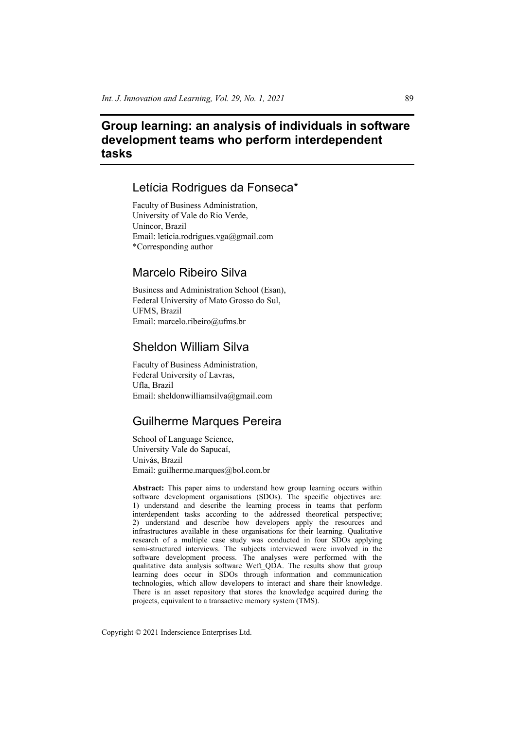# Group learning: an analysis of individuals in software development teams who perform interdependent tasks

## Letícia Rodrigues da Fonseca*

Faculty of Business Administration,
University of Vale do Rio Verde,
Unincor, Brazil
Email: leticia.rodrigues.vga@gmail.com
*Corresponding author

## Marcelo Ribeiro Silva

Business and Administration School (Esan),
Federal University of Mato Grosso do Sul,
UFMS, Brazil
Email: marcelo.ribeiro@ufms.br

## Sheldon William Silva

Faculty of Business Administration,
Federal University of Lavras,
Ufla, Brazil
Email: sheldonwilliamsilva@gmail.com

## Guilherme Marques Pereira

School of Language Science,
University Vale do Sapucaí,
Univás, Brazil
Email: guilherme.marques@bol.com.br

**Abstract:** This paper aims to understand how group learning occurs within software development organisations (SDOs). The specific objectives are: 1) understand and describe the learning process in teams that perform interdependent tasks according to the addressed theoretical perspective; 2) understand and describe how developers apply the resources and infrastructures available in these organisations for their learning. Qualitative research of a multiple case study was conducted in four SDOs applying semi-structured interviews. The subjects interviewed were involved in the software development process. The analyses were performed with the qualitative data analysis software Weft_QDA. The results show that group learning does occur in SDOs through information and communication technologies, which allow developers to interact and share their knowledge. There is an asset repository that stores the knowledge acquired during the projects, equivalent to a transactive memory system (TMS).

Copyright © 2021 Inderscience Enterprises Ltd.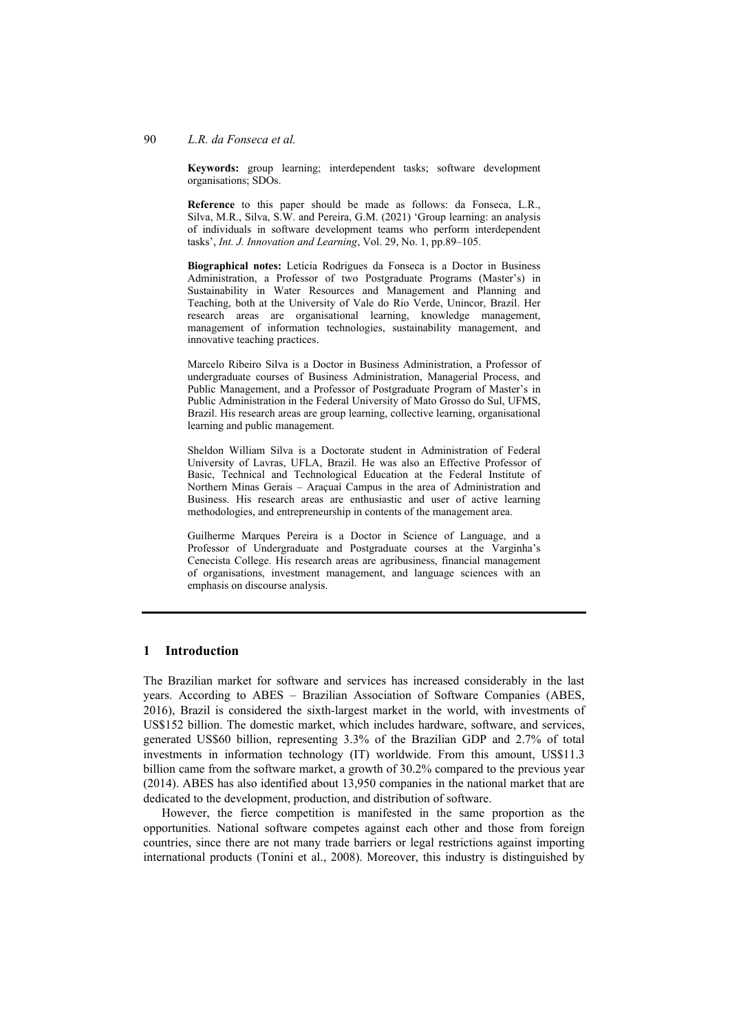**Keywords:** group learning; interdependent tasks; software development organisations; SDOs.

**Reference** to this paper should be made as follows: da Fonseca, L.R., Silva, M.R., Silva, S.W. and Pereira, G.M. (2021) 'Group learning: an analysis of individuals in software development teams who perform interdependent tasks', *Int. J. Innovation and Learning*, Vol. 29, No. 1, pp.89–105.

**Biographical notes:** Letícia Rodrigues da Fonseca is a Doctor in Business Administration, a Professor of two Postgraduate Programs (Master's) in Sustainability in Water Resources and Management and Planning and Teaching, both at the University of Vale do Rio Verde, Unincor, Brazil. Her research areas are organisational learning, knowledge management, management of information technologies, sustainability management, and innovative teaching practices.

Marcelo Ribeiro Silva is a Doctor in Business Administration, a Professor of undergraduate courses of Business Administration, Managerial Process, and Public Management, and a Professor of Postgraduate Program of Master's in Public Administration in the Federal University of Mato Grosso do Sul, UFMS, Brazil. His research areas are group learning, collective learning, organisational learning and public management.

Sheldon William Silva is a Doctorate student in Administration of Federal University of Lavras, UFLA, Brazil. He was also an Effective Professor of Basic, Technical and Technological Education at the Federal Institute of Northern Minas Gerais – Araçuaí Campus in the area of Administration and Business. His research areas are enthusiastic and user of active learning methodologies, and entrepreneurship in contents of the management area.

Guilherme Marques Pereira is a Doctor in Science of Language, and a Professor of Undergraduate and Postgraduate courses at the Varginha's Cenecista College. His research areas are agribusiness, financial management of organisations, investment management, and language sciences with an emphasis on discourse analysis.

## 1 Introduction

The Brazilian market for software and services has increased considerably in the last years. According to ABES – Brazilian Association of Software Companies (ABES, 2016), Brazil is considered the sixth-largest market in the world, with investments of US$152 billion. The domestic market, which includes hardware, software, and services, generated US$60 billion, representing 3.3% of the Brazilian GDP and 2.7% of total investments in information technology (IT) worldwide. From this amount, US$11.3 billion came from the software market, a growth of 30.2% compared to the previous year (2014). ABES has also identified about 13,950 companies in the national market that are dedicated to the development, production, and distribution of software.

However, the fierce competition is manifested in the same proportion as the opportunities. National software competes against each other and those from foreign countries, since there are not many trade barriers or legal restrictions against importing international products (Tonini et al., 2008). Moreover, this industry is distinguished by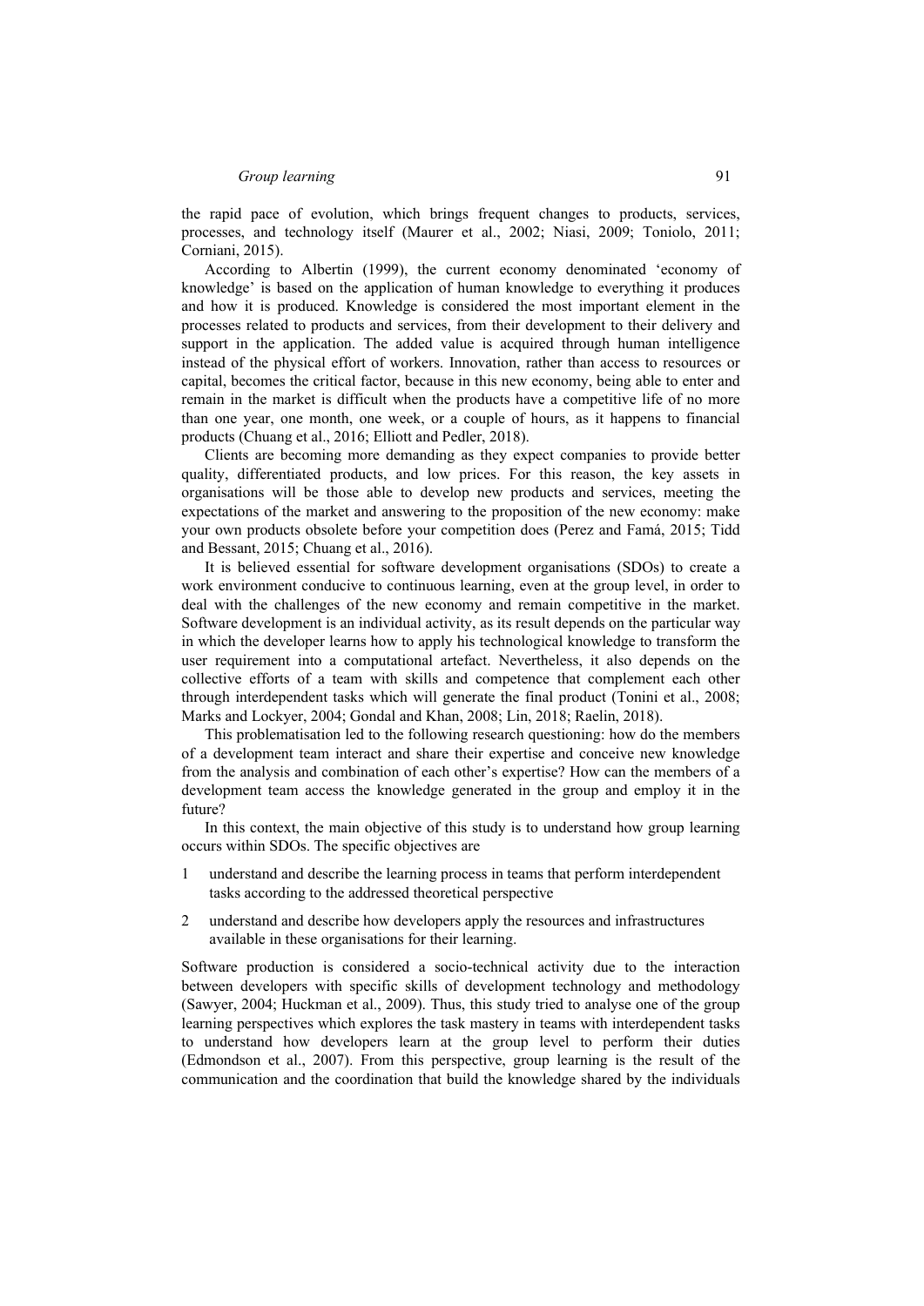the rapid pace of evolution, which brings frequent changes to products, services, processes, and technology itself (Maurer et al., 2002; Niasi, 2009; Toniolo, 2011; Corniani, 2015).

According to Albertin (1999), the current economy denominated 'economy of knowledge' is based on the application of human knowledge to everything it produces and how it is produced. Knowledge is considered the most important element in the processes related to products and services, from their development to their delivery and support in the application. The added value is acquired through human intelligence instead of the physical effort of workers. Innovation, rather than access to resources or capital, becomes the critical factor, because in this new economy, being able to enter and remain in the market is difficult when the products have a competitive life of no more than one year, one month, one week, or a couple of hours, as it happens to financial products (Chuang et al., 2016; Elliott and Pedler, 2018).

Clients are becoming more demanding as they expect companies to provide better quality, differentiated products, and low prices. For this reason, the key assets in organisations will be those able to develop new products and services, meeting the expectations of the market and answering to the proposition of the new economy: make your own products obsolete before your competition does (Perez and Famá, 2015; Tidd and Bessant, 2015; Chuang et al., 2016).

It is believed essential for software development organisations (SDOs) to create a work environment conducive to continuous learning, even at the group level, in order to deal with the challenges of the new economy and remain competitive in the market. Software development is an individual activity, as its result depends on the particular way in which the developer learns how to apply his technological knowledge to transform the user requirement into a computational artefact. Nevertheless, it also depends on the collective efforts of a team with skills and competence that complement each other through interdependent tasks which will generate the final product (Tonini et al., 2008; Marks and Lockyer, 2004; Gondal and Khan, 2008; Lin, 2018; Raelin, 2018).

This problematisation led to the following research questioning: how do the members of a development team interact and share their expertise and conceive new knowledge from the analysis and combination of each other's expertise? How can the members of a development team access the knowledge generated in the group and employ it in the future?

In this context, the main objective of this study is to understand how group learning occurs within SDOs. The specific objectives are

1. understand and describe the learning process in teams that perform interdependent tasks according to the addressed theoretical perspective
2. understand and describe how developers apply the resources and infrastructures available in these organisations for their learning.

Software production is considered a socio-technical activity due to the interaction between developers with specific skills of development technology and methodology (Sawyer, 2004; Huckman et al., 2009). Thus, this study tried to analyse one of the group learning perspectives which explores the task mastery in teams with interdependent tasks to understand how developers learn at the group level to perform their duties (Edmondson et al., 2007). From this perspective, group learning is the result of the communication and the coordination that build the knowledge shared by the individuals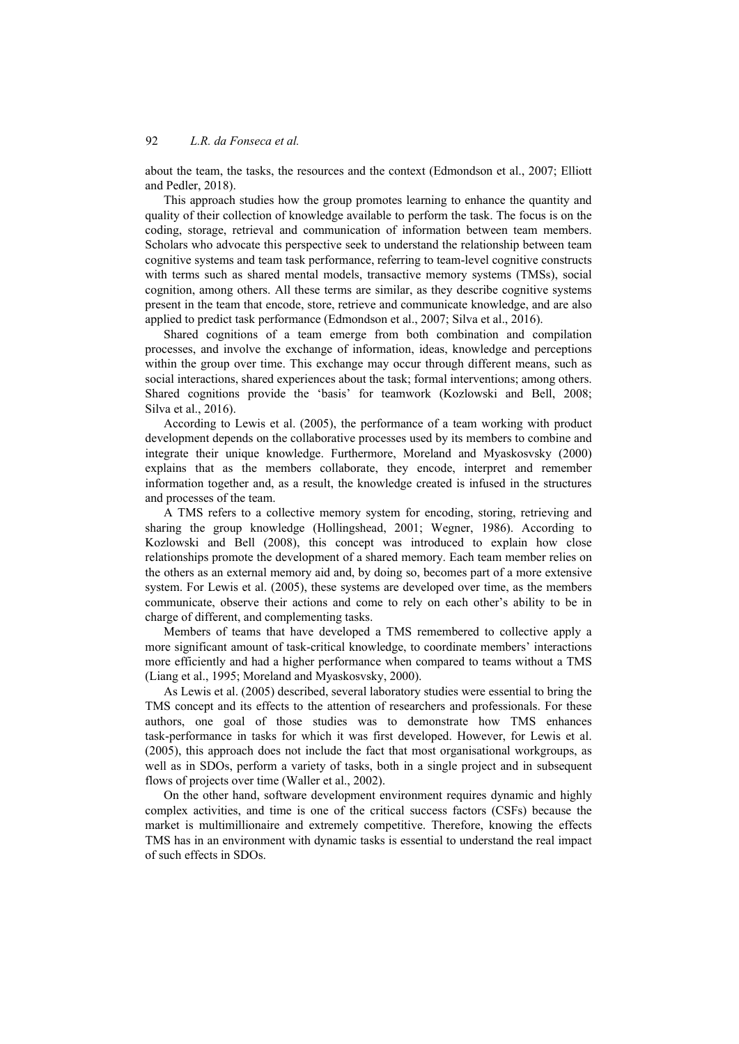about the team, the tasks, the resources and the context (Edmondson et al., 2007; Elliott and Pedler, 2018).

This approach studies how the group promotes learning to enhance the quantity and quality of their collection of knowledge available to perform the task. The focus is on the coding, storage, retrieval and communication of information between team members. Scholars who advocate this perspective seek to understand the relationship between team cognitive systems and team task performance, referring to team-level cognitive constructs with terms such as shared mental models, transactive memory systems (TMSs), social cognition, among others. All these terms are similar, as they describe cognitive systems present in the team that encode, store, retrieve and communicate knowledge, and are also applied to predict task performance (Edmondson et al., 2007; Silva et al., 2016).

Shared cognitions of a team emerge from both combination and compilation processes, and involve the exchange of information, ideas, knowledge and perceptions within the group over time. This exchange may occur through different means, such as social interactions, shared experiences about the task; formal interventions; among others. Shared cognitions provide the 'basis' for teamwork (Kozlowski and Bell, 2008; Silva et al., 2016).

According to Lewis et al. (2005), the performance of a team working with product development depends on the collaborative processes used by its members to combine and integrate their unique knowledge. Furthermore, Moreland and Myaskosvsky (2000) explains that as the members collaborate, they encode, interpret and remember information together and, as a result, the knowledge created is infused in the structures and processes of the team.

A TMS refers to a collective memory system for encoding, storing, retrieving and sharing the group knowledge (Hollingshead, 2001; Wegner, 1986). According to Kozlowski and Bell (2008), this concept was introduced to explain how close relationships promote the development of a shared memory. Each team member relies on the others as an external memory aid and, by doing so, becomes part of a more extensive system. For Lewis et al. (2005), these systems are developed over time, as the members communicate, observe their actions and come to rely on each other's ability to be in charge of different, and complementing tasks.

Members of teams that have developed a TMS remembered to collective apply a more significant amount of task-critical knowledge, to coordinate members' interactions more efficiently and had a higher performance when compared to teams without a TMS (Liang et al., 1995; Moreland and Myaskosvsky, 2000).

As Lewis et al. (2005) described, several laboratory studies were essential to bring the TMS concept and its effects to the attention of researchers and professionals. For these authors, one goal of those studies was to demonstrate how TMS enhances task-performance in tasks for which it was first developed. However, for Lewis et al. (2005), this approach does not include the fact that most organisational workgroups, as well as in SDOs, perform a variety of tasks, both in a single project and in subsequent flows of projects over time (Waller et al., 2002).

On the other hand, software development environment requires dynamic and highly complex activities, and time is one of the critical success factors (CSFs) because the market is multimillionaire and extremely competitive. Therefore, knowing the effects TMS has in an environment with dynamic tasks is essential to understand the real impact of such effects in SDOs.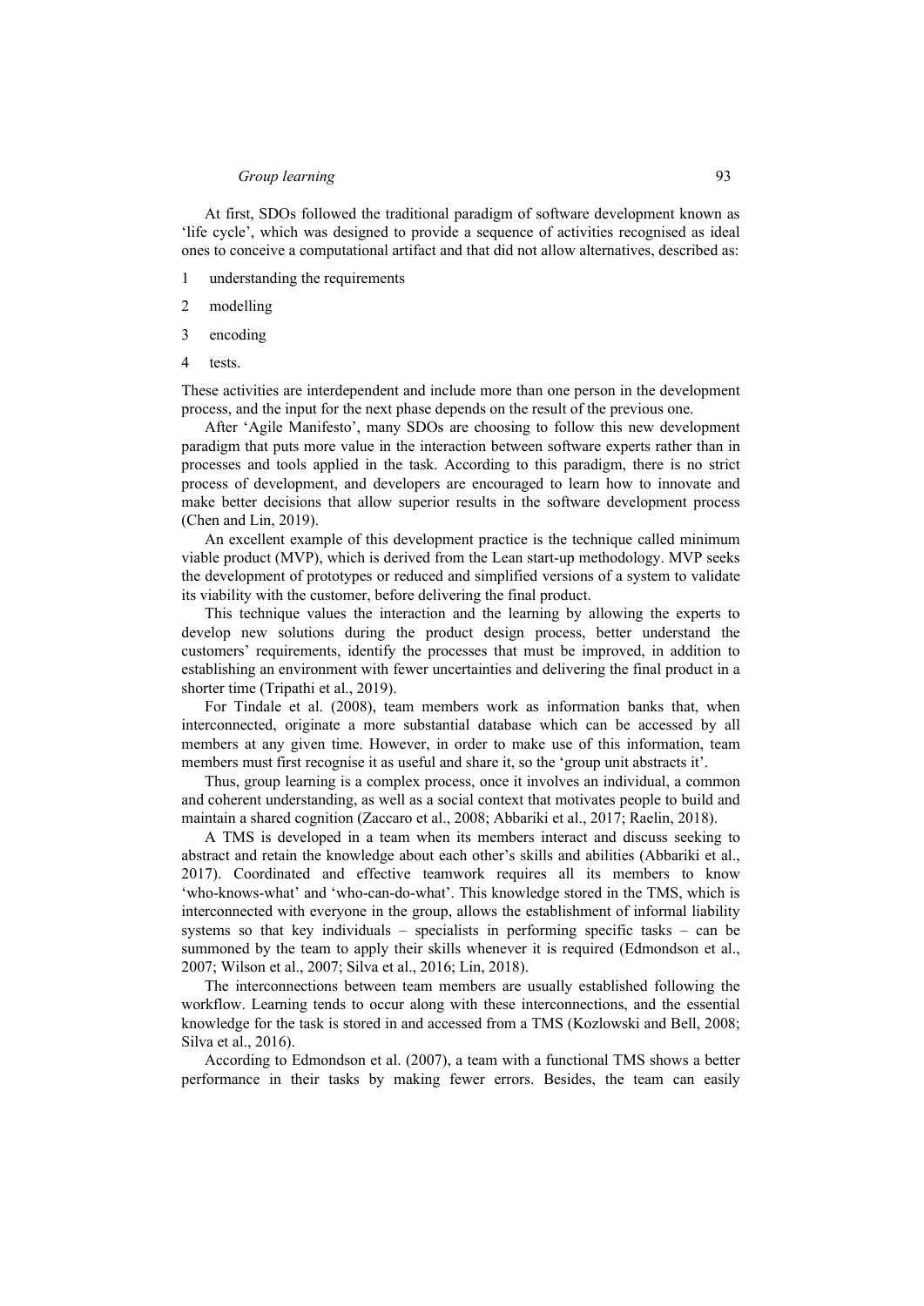At first, SDOs followed the traditional paradigm of software development known as 'life cycle', which was designed to provide a sequence of activities recognised as ideal ones to conceive a computational artifact and that did not allow alternatives, described as:

1. understanding the requirements
2. modelling
3. encoding
4. tests.

These activities are interdependent and include more than one person in the development process, and the input for the next phase depends on the result of the previous one.

After 'Agile Manifesto', many SDOs are choosing to follow this new development paradigm that puts more value in the interaction between software experts rather than in processes and tools applied in the task. According to this paradigm, there is no strict process of development, and developers are encouraged to learn how to innovate and make better decisions that allow superior results in the software development process (Chen and Lin, 2019).

An excellent example of this development practice is the technique called minimum viable product (MVP), which is derived from the Lean start-up methodology. MVP seeks the development of prototypes or reduced and simplified versions of a system to validate its viability with the customer, before delivering the final product.

This technique values the interaction and the learning by allowing the experts to develop new solutions during the product design process, better understand the customers' requirements, identify the processes that must be improved, in addition to establishing an environment with fewer uncertainties and delivering the final product in a shorter time (Tripathi et al., 2019).

For Tindale et al. (2008), team members work as information banks that, when interconnected, originate a more substantial database which can be accessed by all members at any given time. However, in order to make use of this information, team members must first recognise it as useful and share it, so the 'group unit abstracts it'.

Thus, group learning is a complex process, once it involves an individual, a common and coherent understanding, as well as a social context that motivates people to build and maintain a shared cognition (Zaccaro et al., 2008; Abbariki et al., 2017; Raelin, 2018).

A TMS is developed in a team when its members interact and discuss seeking to abstract and retain the knowledge about each other's skills and abilities (Abbariki et al., 2017). Coordinated and effective teamwork requires all its members to know 'who-knows-what' and 'who-can-do-what'. This knowledge stored in the TMS, which is interconnected with everyone in the group, allows the establishment of informal liability systems so that key individuals – specialists in performing specific tasks – can be summoned by the team to apply their skills whenever it is required (Edmondson et al., 2007; Wilson et al., 2007; Silva et al., 2016; Lin, 2018).

The interconnections between team members are usually established following the workflow. Learning tends to occur along with these interconnections, and the essential knowledge for the task is stored in and accessed from a TMS (Kozlowski and Bell, 2008; Silva et al., 2016).

According to Edmondson et al. (2007), a team with a functional TMS shows a better performance in their tasks by making fewer errors. Besides, the team can easily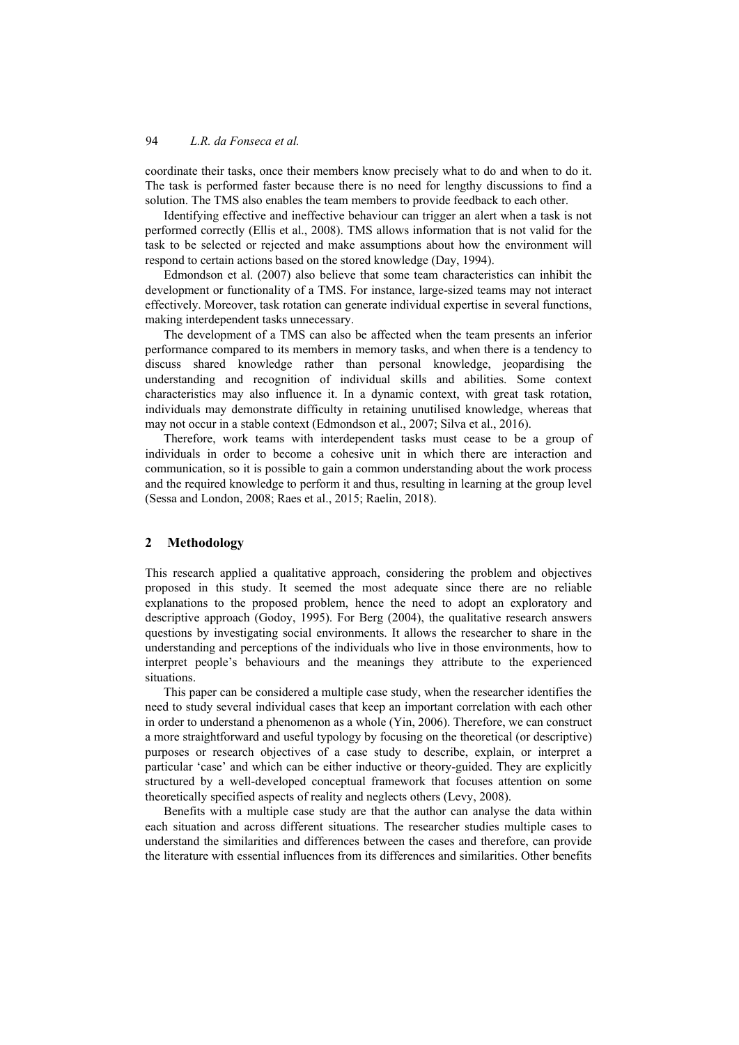coordinate their tasks, once their members know precisely what to do and when to do it. The task is performed faster because there is no need for lengthy discussions to find a solution. The TMS also enables the team members to provide feedback to each other.

Identifying effective and ineffective behaviour can trigger an alert when a task is not performed correctly (Ellis et al., 2008). TMS allows information that is not valid for the task to be selected or rejected and make assumptions about how the environment will respond to certain actions based on the stored knowledge (Day, 1994).

Edmondson et al. (2007) also believe that some team characteristics can inhibit the development or functionality of a TMS. For instance, large-sized teams may not interact effectively. Moreover, task rotation can generate individual expertise in several functions, making interdependent tasks unnecessary.

The development of a TMS can also be affected when the team presents an inferior performance compared to its members in memory tasks, and when there is a tendency to discuss shared knowledge rather than personal knowledge, jeopardising the understanding and recognition of individual skills and abilities. Some context characteristics may also influence it. In a dynamic context, with great task rotation, individuals may demonstrate difficulty in retaining unutilised knowledge, whereas that may not occur in a stable context (Edmondson et al., 2007; Silva et al., 2016).

Therefore, work teams with interdependent tasks must cease to be a group of individuals in order to become a cohesive unit in which there are interaction and communication, so it is possible to gain a common understanding about the work process and the required knowledge to perform it and thus, resulting in learning at the group level (Sessa and London, 2008; Raes et al., 2015; Raelin, 2018).

## 2 Methodology

This research applied a qualitative approach, considering the problem and objectives proposed in this study. It seemed the most adequate since there are no reliable explanations to the proposed problem, hence the need to adopt an exploratory and descriptive approach (Godoy, 1995). For Berg (2004), the qualitative research answers questions by investigating social environments. It allows the researcher to share in the understanding and perceptions of the individuals who live in those environments, how to interpret people's behaviours and the meanings they attribute to the experienced situations.

This paper can be considered a multiple case study, when the researcher identifies the need to study several individual cases that keep an important correlation with each other in order to understand a phenomenon as a whole (Yin, 2006). Therefore, we can construct a more straightforward and useful typology by focusing on the theoretical (or descriptive) purposes or research objectives of a case study to describe, explain, or interpret a particular 'case' and which can be either inductive or theory-guided. They are explicitly structured by a well-developed conceptual framework that focuses attention on some theoretically specified aspects of reality and neglects others (Levy, 2008).

Benefits with a multiple case study are that the author can analyse the data within each situation and across different situations. The researcher studies multiple cases to understand the similarities and differences between the cases and therefore, can provide the literature with essential influences from its differences and similarities. Other benefits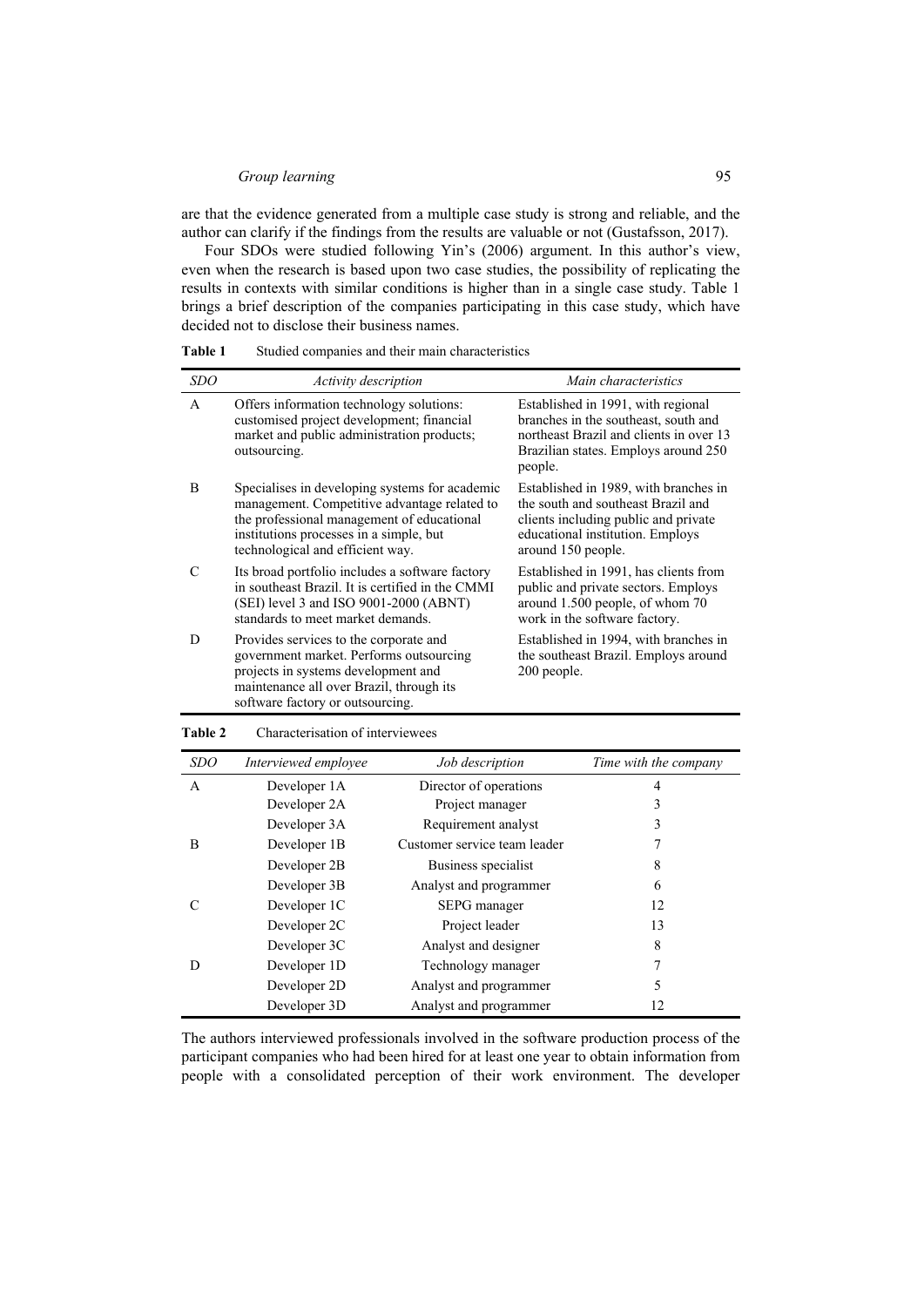are that the evidence generated from a multiple case study is strong and reliable, and the author can clarify if the findings from the results are valuable or not (Gustafsson, 2017).

Four SDOs were studied following Yin's (2006) argument. In this author's view, even when the research is based upon two case studies, the possibility of replicating the results in contexts with similar conditions is higher than in a single case study. Table 1 brings a brief description of the companies participating in this case study, which have decided not to disclose their business names.

**Table 1** Studied companies and their main characteristics

| *SDO* | *Activity description* | *Main characteristics* |
|---|---|---|
| A | Offers information technology solutions: customised project development; financial market and public administration products; outsourcing. | Established in 1991, with regional branches in the southeast, south and northeast Brazil and clients in over 13 Brazilian states. Employs around 250 people. |
| B | Specialises in developing systems for academic management. Competitive advantage related to the professional management of educational institutions processes in a simple, but technological and efficient way. | Established in 1989, with branches in the south and southeast Brazil and clients including public and private educational institution. Employs around 150 people. |
| C | Its broad portfolio includes a software factory in southeast Brazil. It is certified in the CMMI (SEI) level 3 and ISO 9001-2000 (ABNT) standards to meet market demands. | Established in 1991, has clients from public and private sectors. Employs around 1.500 people, of whom 70 work in the software factory. |
| D | Provides services to the corporate and government market. Performs outsourcing projects in systems development and maintenance all over Brazil, through its software factory or outsourcing. | Established in 1994, with branches in the southeast Brazil. Employs around 200 people. |

**Table 2** Characterisation of interviewees

| *SDO* | *Interviewed employee* | *Job description* | *Time with the company* |
|---|---|---|---|
| A | Developer 1A | Director of operations | 4 |
| | Developer 2A | Project manager | 3 |
| | Developer 3A | Requirement analyst | 3 |
| B | Developer 1B | Customer service team leader | 7 |
| | Developer 2B | Business specialist | 8 |
| | Developer 3B | Analyst and programmer | 6 |
| C | Developer 1C | SEPG manager | 12 |
| | Developer 2C | Project leader | 13 |
| | Developer 3C | Analyst and designer | 8 |
| D | Developer 1D | Technology manager | 7 |
| | Developer 2D | Analyst and programmer | 5 |
| | Developer 3D | Analyst and programmer | 12 |

The authors interviewed professionals involved in the software production process of the participant companies who had been hired for at least one year to obtain information from people with a consolidated perception of their work environment. The developer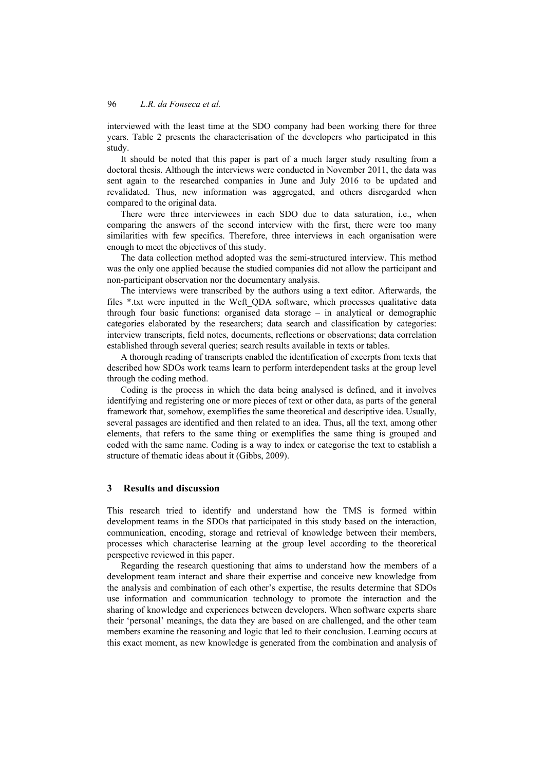interviewed with the least time at the SDO company had been working there for three years. Table 2 presents the characterisation of the developers who participated in this study.

It should be noted that this paper is part of a much larger study resulting from a doctoral thesis. Although the interviews were conducted in November 2011, the data was sent again to the researched companies in June and July 2016 to be updated and revalidated. Thus, new information was aggregated, and others disregarded when compared to the original data.

There were three interviewees in each SDO due to data saturation, i.e., when comparing the answers of the second interview with the first, there were too many similarities with few specifics. Therefore, three interviews in each organisation were enough to meet the objectives of this study.

The data collection method adopted was the semi-structured interview. This method was the only one applied because the studied companies did not allow the participant and non-participant observation nor the documentary analysis.

The interviews were transcribed by the authors using a text editor. Afterwards, the files *.txt were inputted in the Weft_QDA software, which processes qualitative data through four basic functions: organised data storage – in analytical or demographic categories elaborated by the researchers; data search and classification by categories: interview transcripts, field notes, documents, reflections or observations; data correlation established through several queries; search results available in texts or tables.

A thorough reading of transcripts enabled the identification of excerpts from texts that described how SDOs work teams learn to perform interdependent tasks at the group level through the coding method.

Coding is the process in which the data being analysed is defined, and it involves identifying and registering one or more pieces of text or other data, as parts of the general framework that, somehow, exemplifies the same theoretical and descriptive idea. Usually, several passages are identified and then related to an idea. Thus, all the text, among other elements, that refers to the same thing or exemplifies the same thing is grouped and coded with the same name. Coding is a way to index or categorise the text to establish a structure of thematic ideas about it (Gibbs, 2009).

## 3 Results and discussion

This research tried to identify and understand how the TMS is formed within development teams in the SDOs that participated in this study based on the interaction, communication, encoding, storage and retrieval of knowledge between their members, processes which characterise learning at the group level according to the theoretical perspective reviewed in this paper.

Regarding the research questioning that aims to understand how the members of a development team interact and share their expertise and conceive new knowledge from the analysis and combination of each other's expertise, the results determine that SDOs use information and communication technology to promote the interaction and the sharing of knowledge and experiences between developers. When software experts share their 'personal' meanings, the data they are based on are challenged, and the other team members examine the reasoning and logic that led to their conclusion. Learning occurs at this exact moment, as new knowledge is generated from the combination and analysis of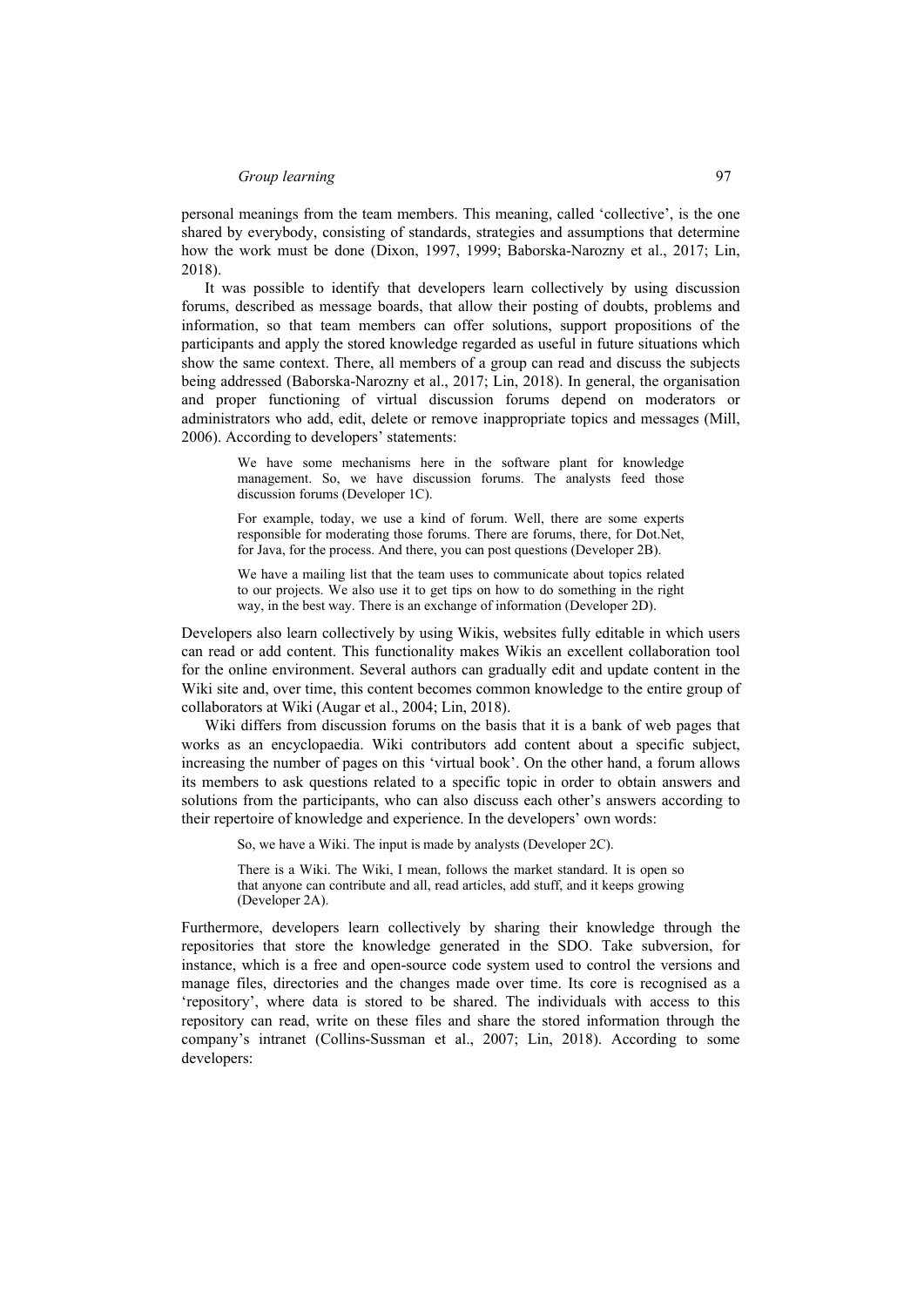personal meanings from the team members. This meaning, called 'collective', is the one shared by everybody, consisting of standards, strategies and assumptions that determine how the work must be done (Dixon, 1997, 1999; Baborska-Narozny et al., 2017; Lin, 2018).

It was possible to identify that developers learn collectively by using discussion forums, described as message boards, that allow their posting of doubts, problems and information, so that team members can offer solutions, support propositions of the participants and apply the stored knowledge regarded as useful in future situations which show the same context. There, all members of a group can read and discuss the subjects being addressed (Baborska-Narozny et al., 2017; Lin, 2018). In general, the organisation and proper functioning of virtual discussion forums depend on moderators or administrators who add, edit, delete or remove inappropriate topics and messages (Mill, 2006). According to developers' statements:

> We have some mechanisms here in the software plant for knowledge management. So, we have discussion forums. The analysts feed those discussion forums (Developer 1C).
>
> For example, today, we use a kind of forum. Well, there are some experts responsible for moderating those forums. There are forums, there, for Dot.Net, for Java, for the process. And there, you can post questions (Developer 2B).
>
> We have a mailing list that the team uses to communicate about topics related to our projects. We also use it to get tips on how to do something in the right way, in the best way. There is an exchange of information (Developer 2D).

Developers also learn collectively by using Wikis, websites fully editable in which users can read or add content. This functionality makes Wikis an excellent collaboration tool for the online environment. Several authors can gradually edit and update content in the Wiki site and, over time, this content becomes common knowledge to the entire group of collaborators at Wiki (Augar et al., 2004; Lin, 2018).

Wiki differs from discussion forums on the basis that it is a bank of web pages that works as an encyclopaedia. Wiki contributors add content about a specific subject, increasing the number of pages on this 'virtual book'. On the other hand, a forum allows its members to ask questions related to a specific topic in order to obtain answers and solutions from the participants, who can also discuss each other's answers according to their repertoire of knowledge and experience. In the developers' own words:

> So, we have a Wiki. The input is made by analysts (Developer 2C).
>
> There is a Wiki. The Wiki, I mean, follows the market standard. It is open so that anyone can contribute and all, read articles, add stuff, and it keeps growing (Developer 2A).

Furthermore, developers learn collectively by sharing their knowledge through the repositories that store the knowledge generated in the SDO. Take subversion, for instance, which is a free and open-source code system used to control the versions and manage files, directories and the changes made over time. Its core is recognised as a 'repository', where data is stored to be shared. The individuals with access to this repository can read, write on these files and share the stored information through the company's intranet (Collins-Sussman et al., 2007; Lin, 2018). According to some developers: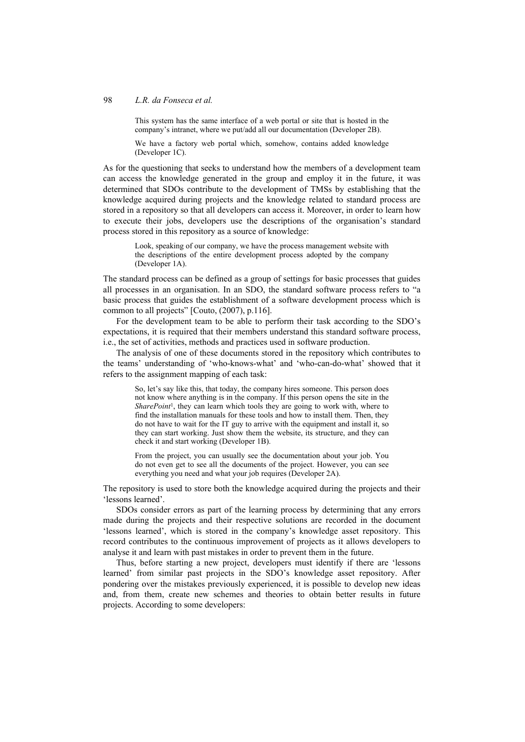> This system has the same interface of a web portal or site that is hosted in the company's intranet, where we put/add all our documentation (Developer 2B).

> We have a factory web portal which, somehow, contains added knowledge (Developer 1C).

As for the questioning that seeks to understand how the members of a development team can access the knowledge generated in the group and employ it in the future, it was determined that SDOs contribute to the development of TMSs by establishing that the knowledge acquired during projects and the knowledge related to standard process are stored in a repository so that all developers can access it. Moreover, in order to learn how to execute their jobs, developers use the descriptions of the organisation's standard process stored in this repository as a source of knowledge:

> Look, speaking of our company, we have the process management website with the descriptions of the entire development process adopted by the company (Developer 1A).

The standard process can be defined as a group of settings for basic processes that guides all processes in an organisation. In an SDO, the standard software process refers to "a basic process that guides the establishment of a software development process which is common to all projects" [Couto, (2007), p.116].

For the development team to be able to perform their task according to the SDO's expectations, it is required that their members understand this standard software process, i.e., the set of activities, methods and practices used in software production.

The analysis of one of these documents stored in the repository which contributes to the teams' understanding of 'who-knows-what' and 'who-can-do-what' showed that it refers to the assignment mapping of each task:

> So, let's say like this, that today, the company hires someone. This person does not know where anything is in the company. If this person opens the site in the *SharePoint*[1], they can learn which tools they are going to work with, where to find the installation manuals for these tools and how to install them. Then, they do not have to wait for the IT guy to arrive with the equipment and install it, so they can start working. Just show them the website, its structure, and they can check it and start working (Developer 1B).

> From the project, you can usually see the documentation about your job. You do not even get to see all the documents of the project. However, you can see everything you need and what your job requires (Developer 2A).

The repository is used to store both the knowledge acquired during the projects and their 'lessons learned'.

SDOs consider errors as part of the learning process by determining that any errors made during the projects and their respective solutions are recorded in the document 'lessons learned', which is stored in the company's knowledge asset repository. This record contributes to the continuous improvement of projects as it allows developers to analyse it and learn with past mistakes in order to prevent them in the future.

Thus, before starting a new project, developers must identify if there are 'lessons learned' from similar past projects in the SDO's knowledge asset repository. After pondering over the mistakes previously experienced, it is possible to develop new ideas and, from them, create new schemes and theories to obtain better results in future projects. According to some developers: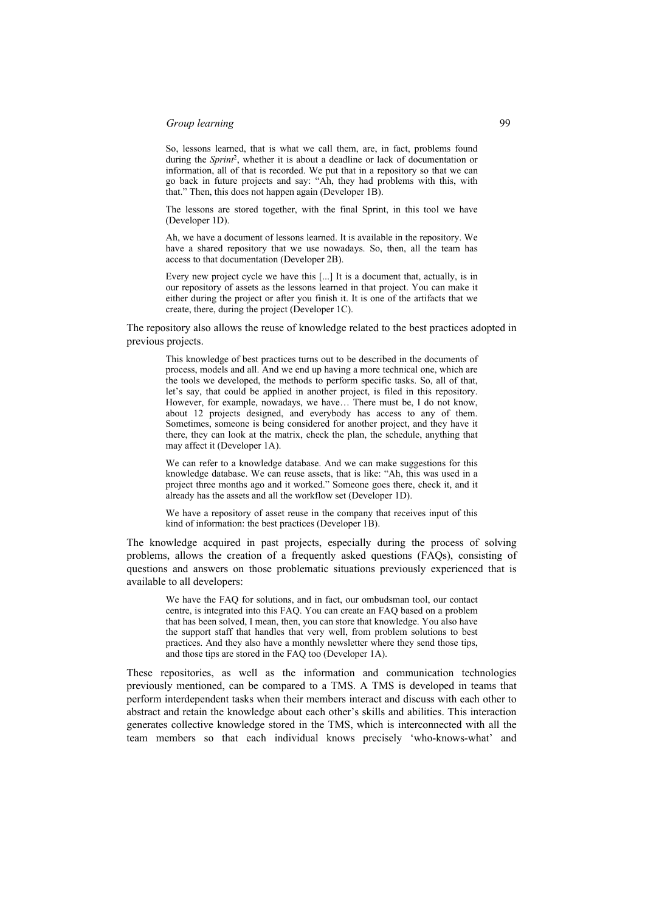> So, lessons learned, that is what we call them, are, in fact, problems found during the *Sprint*[2], whether it is about a deadline or lack of documentation or information, all of that is recorded. We put that in a repository so that we can go back in future projects and say: "Ah, they had problems with this, with that." Then, this does not happen again (Developer 1B).
>
> The lessons are stored together, with the final Sprint, in this tool we have (Developer 1D).
>
> Ah, we have a document of lessons learned. It is available in the repository. We have a shared repository that we use nowadays. So, then, all the team has access to that documentation (Developer 2B).
>
> Every new project cycle we have this [...] It is a document that, actually, is in our repository of assets as the lessons learned in that project. You can make it either during the project or after you finish it. It is one of the artifacts that we create, there, during the project (Developer 1C).

The repository also allows the reuse of knowledge related to the best practices adopted in previous projects.

> This knowledge of best practices turns out to be described in the documents of process, models and all. And we end up having a more technical one, which are the tools we developed, the methods to perform specific tasks. So, all of that, let's say, that could be applied in another project, is filed in this repository. However, for example, nowadays, we have… There must be, I do not know, about 12 projects designed, and everybody has access to any of them. Sometimes, someone is being considered for another project, and they have it there, they can look at the matrix, check the plan, the schedule, anything that may affect it (Developer 1A).
>
> We can refer to a knowledge database. And we can make suggestions for this knowledge database. We can reuse assets, that is like: "Ah, this was used in a project three months ago and it worked." Someone goes there, check it, and it already has the assets and all the workflow set (Developer 1D).
>
> We have a repository of asset reuse in the company that receives input of this kind of information: the best practices (Developer 1B).

The knowledge acquired in past projects, especially during the process of solving problems, allows the creation of a frequently asked questions (FAQs), consisting of questions and answers on those problematic situations previously experienced that is available to all developers:

> We have the FAQ for solutions, and in fact, our ombudsman tool, our contact centre, is integrated into this FAQ. You can create an FAQ based on a problem that has been solved, I mean, then, you can store that knowledge. You also have the support staff that handles that very well, from problem solutions to best practices. And they also have a monthly newsletter where they send those tips, and those tips are stored in the FAQ too (Developer 1A).

These repositories, as well as the information and communication technologies previously mentioned, can be compared to a TMS. A TMS is developed in teams that perform interdependent tasks when their members interact and discuss with each other to abstract and retain the knowledge about each other's skills and abilities. This interaction generates collective knowledge stored in the TMS, which is interconnected with all the team members so that each individual knows precisely 'who-knows-what' and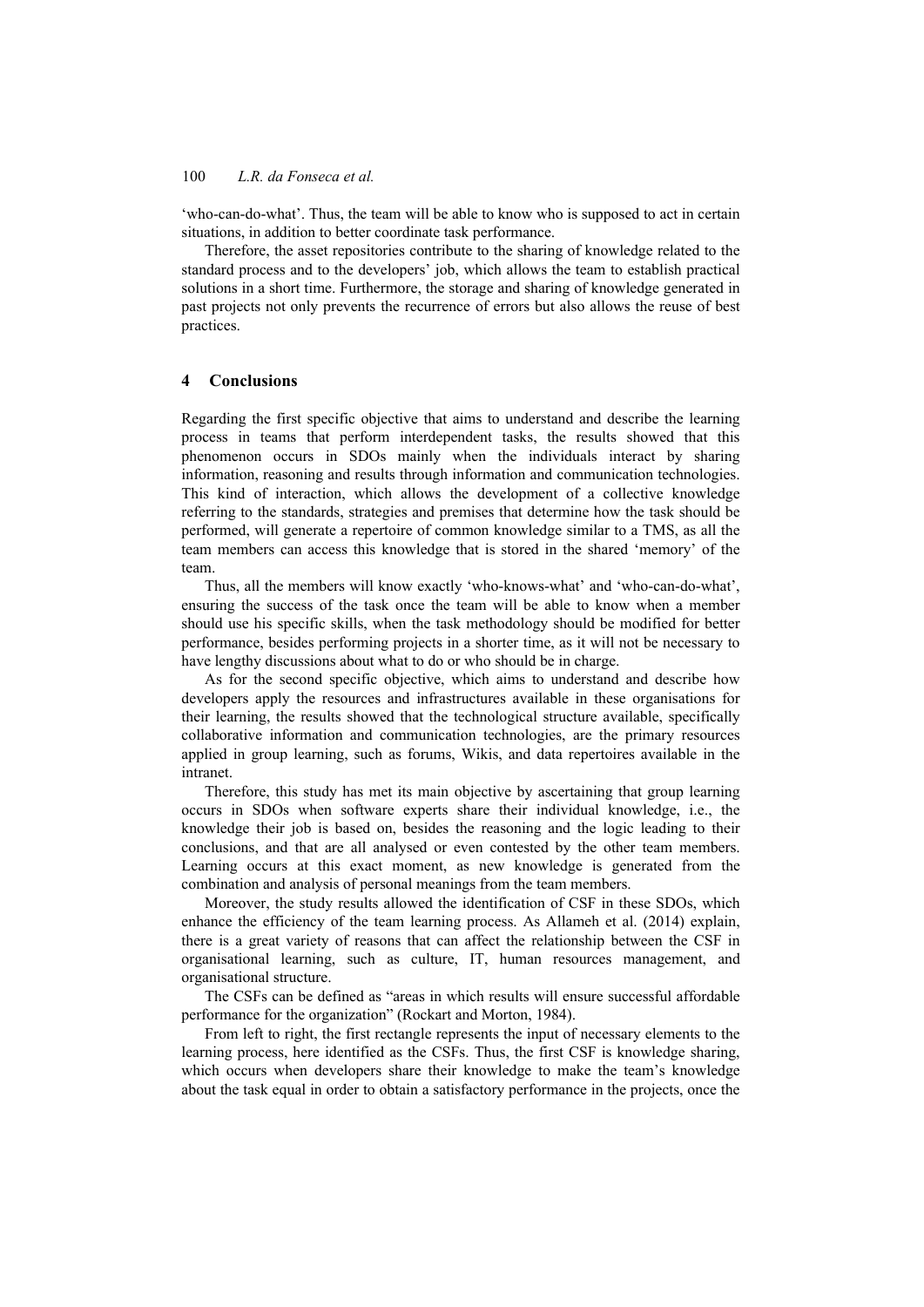'who-can-do-what'. Thus, the team will be able to know who is supposed to act in certain situations, in addition to better coordinate task performance.

Therefore, the asset repositories contribute to the sharing of knowledge related to the standard process and to the developers' job, which allows the team to establish practical solutions in a short time. Furthermore, the storage and sharing of knowledge generated in past projects not only prevents the recurrence of errors but also allows the reuse of best practices.

## 4 Conclusions

Regarding the first specific objective that aims to understand and describe the learning process in teams that perform interdependent tasks, the results showed that this phenomenon occurs in SDOs mainly when the individuals interact by sharing information, reasoning and results through information and communication technologies. This kind of interaction, which allows the development of a collective knowledge referring to the standards, strategies and premises that determine how the task should be performed, will generate a repertoire of common knowledge similar to a TMS, as all the team members can access this knowledge that is stored in the shared 'memory' of the team.

Thus, all the members will know exactly 'who-knows-what' and 'who-can-do-what', ensuring the success of the task once the team will be able to know when a member should use his specific skills, when the task methodology should be modified for better performance, besides performing projects in a shorter time, as it will not be necessary to have lengthy discussions about what to do or who should be in charge.

As for the second specific objective, which aims to understand and describe how developers apply the resources and infrastructures available in these organisations for their learning, the results showed that the technological structure available, specifically collaborative information and communication technologies, are the primary resources applied in group learning, such as forums, Wikis, and data repertoires available in the intranet.

Therefore, this study has met its main objective by ascertaining that group learning occurs in SDOs when software experts share their individual knowledge, i.e., the knowledge their job is based on, besides the reasoning and the logic leading to their conclusions, and that are all analysed or even contested by the other team members. Learning occurs at this exact moment, as new knowledge is generated from the combination and analysis of personal meanings from the team members.

Moreover, the study results allowed the identification of CSF in these SDOs, which enhance the efficiency of the team learning process. As Allameh et al. (2014) explain, there is a great variety of reasons that can affect the relationship between the CSF in organisational learning, such as culture, IT, human resources management, and organisational structure.

The CSFs can be defined as "areas in which results will ensure successful affordable performance for the organization" (Rockart and Morton, 1984).

From left to right, the first rectangle represents the input of necessary elements to the learning process, here identified as the CSFs. Thus, the first CSF is knowledge sharing, which occurs when developers share their knowledge to make the team's knowledge about the task equal in order to obtain a satisfactory performance in the projects, once the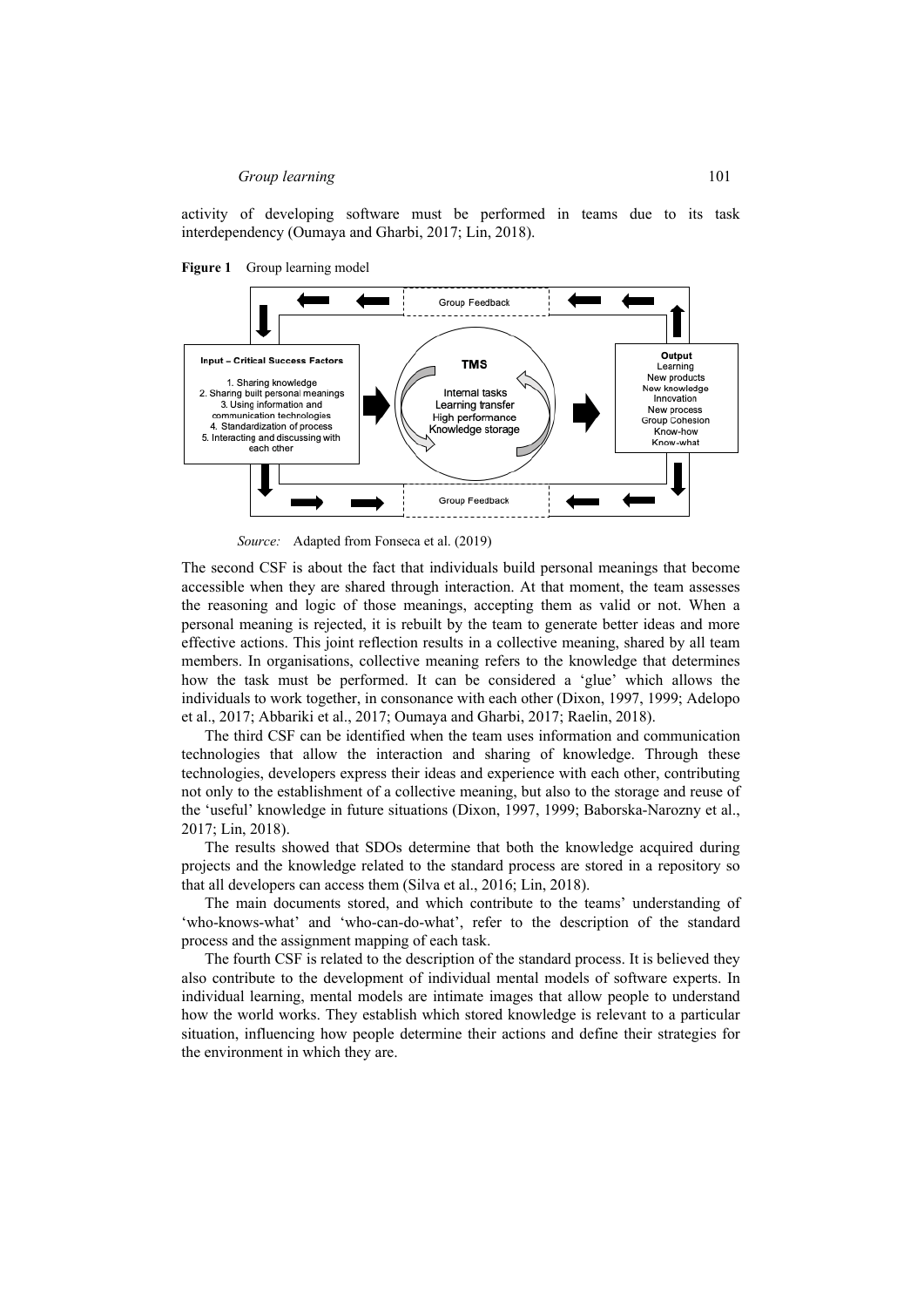activity of developing software must be performed in teams due to its task interdependency (Oumaya and Gharbi, 2017; Lin, 2018).

**Figure 1** Group learning model

*Source:* Adapted from Fonseca et al. (2019)

The second CSF is about the fact that individuals build personal meanings that become accessible when they are shared through interaction. At that moment, the team assesses the reasoning and logic of those meanings, accepting them as valid or not. When a personal meaning is rejected, it is rebuilt by the team to generate better ideas and more effective actions. This joint reflection results in a collective meaning, shared by all team members. In organisations, collective meaning refers to the knowledge that determines how the task must be performed. It can be considered a 'glue' which allows the individuals to work together, in consonance with each other (Dixon, 1997, 1999; Adelopo et al., 2017; Abbariki et al., 2017; Oumaya and Gharbi, 2017; Raelin, 2018).

The third CSF can be identified when the team uses information and communication technologies that allow the interaction and sharing of knowledge. Through these technologies, developers express their ideas and experience with each other, contributing not only to the establishment of a collective meaning, but also to the storage and reuse of the 'useful' knowledge in future situations (Dixon, 1997, 1999; Baborska-Narozny et al., 2017; Lin, 2018).

The results showed that SDOs determine that both the knowledge acquired during projects and the knowledge related to the standard process are stored in a repository so that all developers can access them (Silva et al., 2016; Lin, 2018).

The main documents stored, and which contribute to the teams' understanding of 'who-knows-what' and 'who-can-do-what', refer to the description of the standard process and the assignment mapping of each task.

The fourth CSF is related to the description of the standard process. It is believed they also contribute to the development of individual mental models of software experts. In individual learning, mental models are intimate images that allow people to understand how the world works. They establish which stored knowledge is relevant to a particular situation, influencing how people determine their actions and define their strategies for the environment in which they are.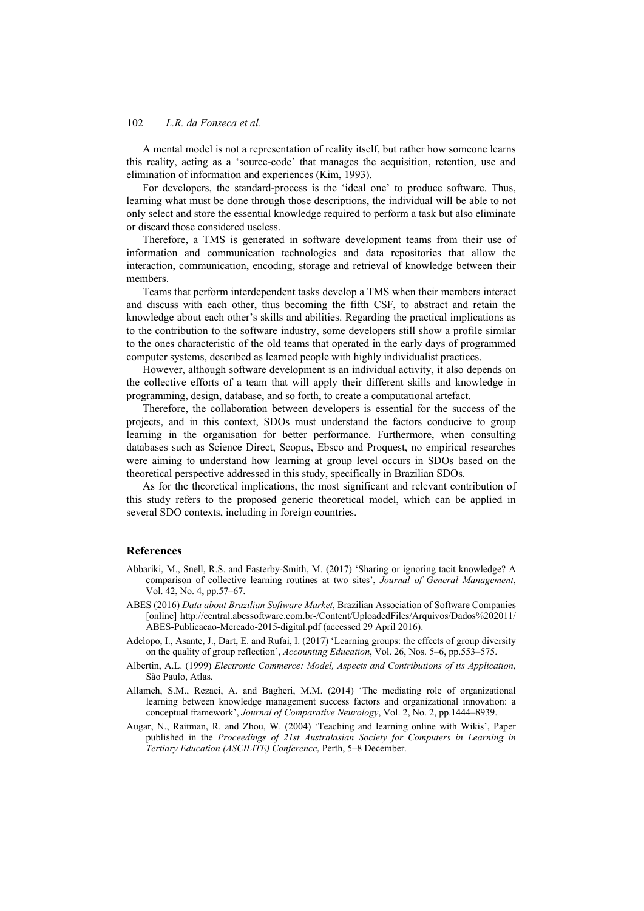A mental model is not a representation of reality itself, but rather how someone learns this reality, acting as a 'source-code' that manages the acquisition, retention, use and elimination of information and experiences (Kim, 1993).

For developers, the standard-process is the 'ideal one' to produce software. Thus, learning what must be done through those descriptions, the individual will be able to not only select and store the essential knowledge required to perform a task but also eliminate or discard those considered useless.

Therefore, a TMS is generated in software development teams from their use of information and communication technologies and data repositories that allow the interaction, communication, encoding, storage and retrieval of knowledge between their members.

Teams that perform interdependent tasks develop a TMS when their members interact and discuss with each other, thus becoming the fifth CSF, to abstract and retain the knowledge about each other's skills and abilities. Regarding the practical implications as to the contribution to the software industry, some developers still show a profile similar to the ones characteristic of the old teams that operated in the early days of programmed computer systems, described as learned people with highly individualist practices.

However, although software development is an individual activity, it also depends on the collective efforts of a team that will apply their different skills and knowledge in programming, design, database, and so forth, to create a computational artefact.

Therefore, the collaboration between developers is essential for the success of the projects, and in this context, SDOs must understand the factors conducive to group learning in the organisation for better performance. Furthermore, when consulting databases such as Science Direct, Scopus, Ebsco and Proquest, no empirical researches were aiming to understand how learning at group level occurs in SDOs based on the theoretical perspective addressed in this study, specifically in Brazilian SDOs.

As for the theoretical implications, the most significant and relevant contribution of this study refers to the proposed generic theoretical model, which can be applied in several SDO contexts, including in foreign countries.

## References

Abbariki, M., Snell, R.S. and Easterby-Smith, M. (2017) 'Sharing or ignoring tacit knowledge? A comparison of collective learning routines at two sites', *Journal of General Management*, Vol. 42, No. 4, pp.57–67.

ABES (2016) *Data about Brazilian Software Market*, Brazilian Association of Software Companies [online] http://central.abessoftware.com.br-/Content/UploadedFiles/Arquivos/Dados%202011/ABES-Publicacao-Mercado-2015-digital.pdf (accessed 29 April 2016).

Adelopo, I., Asante, J., Dart, E. and Rufai, I. (2017) 'Learning groups: the effects of group diversity on the quality of group reflection', *Accounting Education*, Vol. 26, Nos. 5–6, pp.553–575.

Albertin, A.L. (1999) *Electronic Commerce: Model, Aspects and Contributions of its Application*, São Paulo, Atlas.

Allameh, S.M., Rezaei, A. and Bagheri, M.M. (2014) 'The mediating role of organizational learning between knowledge management success factors and organizational innovation: a conceptual framework', *Journal of Comparative Neurology*, Vol. 2, No. 2, pp.1444–8939.

Augar, N., Raitman, R. and Zhou, W. (2004) 'Teaching and learning online with Wikis', Paper published in the *Proceedings of 21st Australasian Society for Computers in Learning in Tertiary Education (ASCILITE) Conference*, Perth, 5–8 December.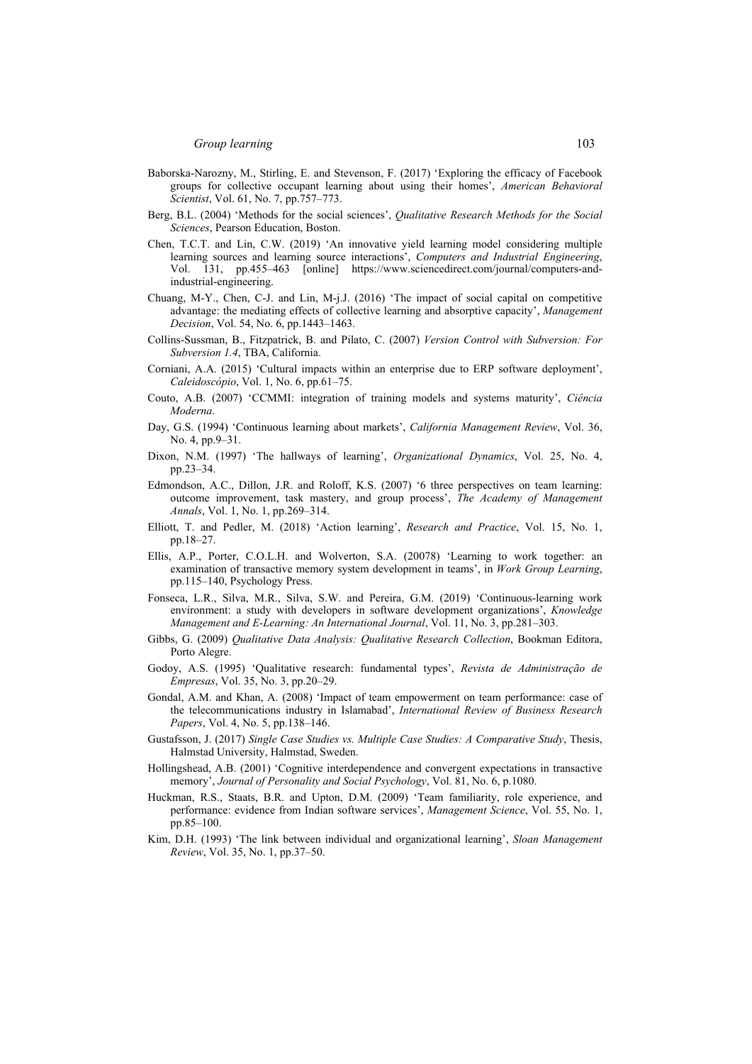Baborska-Narozny, M., Stirling, E. and Stevenson, F. (2017) 'Exploring the efficacy of Facebook groups for collective occupant learning about using their homes', *American Behavioral Scientist*, Vol. 61, No. 7, pp.757–773.

Berg, B.L. (2004) 'Methods for the social sciences', *Qualitative Research Methods for the Social Sciences*, Pearson Education, Boston.

Chen, T.C.T. and Lin, C.W. (2019) 'An innovative yield learning model considering multiple learning sources and learning source interactions', *Computers and Industrial Engineering*, Vol. 131, pp.455–463 [online] https://www.sciencedirect.com/journal/computers-and-industrial-engineering.

Chuang, M-Y., Chen, C-J. and Lin, M-j.J. (2016) 'The impact of social capital on competitive advantage: the mediating effects of collective learning and absorptive capacity', *Management Decision*, Vol. 54, No. 6, pp.1443–1463.

Collins-Sussman, B., Fitzpatrick, B. and Pilato, C. (2007) *Version Control with Subversion: For Subversion 1.4*, TBA, California.

Corniani, A.A. (2015) 'Cultural impacts within an enterprise due to ERP software deployment', *Caleidoscópio*, Vol. 1, No. 6, pp.61–75.

Couto, A.B. (2007) 'CCMMI: integration of training models and systems maturity', *Ciência Moderna*.

Day, G.S. (1994) 'Continuous learning about markets', *California Management Review*, Vol. 36, No. 4, pp.9–31.

Dixon, N.M. (1997) 'The hallways of learning', *Organizational Dynamics*, Vol. 25, No. 4, pp.23–34.

Edmondson, A.C., Dillon, J.R. and Roloff, K.S. (2007) '6 three perspectives on team learning: outcome improvement, task mastery, and group process', *The Academy of Management Annals*, Vol. 1, No. 1, pp.269–314.

Elliott, T. and Pedler, M. (2018) 'Action learning', *Research and Practice*, Vol. 15, No. 1, pp.18–27.

Ellis, A.P., Porter, C.O.L.H. and Wolverton, S.A. (20078) 'Learning to work together: an examination of transactive memory system development in teams', in *Work Group Learning*, pp.115–140, Psychology Press.

Fonseca, L.R., Silva, M.R., Silva, S.W. and Pereira, G.M. (2019) 'Continuous-learning work environment: a study with developers in software development organizations', *Knowledge Management and E-Learning: An International Journal*, Vol. 11, No. 3, pp.281–303.

Gibbs, G. (2009) *Qualitative Data Analysis: Qualitative Research Collection*, Bookman Editora, Porto Alegre.

Godoy, A.S. (1995) 'Qualitative research: fundamental types', *Revista de Administração de Empresas*, Vol. 35, No. 3, pp.20–29.

Gondal, A.M. and Khan, A. (2008) 'Impact of team empowerment on team performance: case of the telecommunications industry in Islamabad', *International Review of Business Research Papers*, Vol. 4, No. 5, pp.138–146.

Gustafsson, J. (2017) *Single Case Studies vs. Multiple Case Studies: A Comparative Study*, Thesis, Halmstad University, Halmstad, Sweden.

Hollingshead, A.B. (2001) 'Cognitive interdependence and convergent expectations in transactive memory', *Journal of Personality and Social Psychology*, Vol. 81, No. 6, p.1080.

Huckman, R.S., Staats, B.R. and Upton, D.M. (2009) 'Team familiarity, role experience, and performance: evidence from Indian software services', *Management Science*, Vol. 55, No. 1, pp.85–100.

Kim, D.H. (1993) 'The link between individual and organizational learning', *Sloan Management Review*, Vol. 35, No. 1, pp.37–50.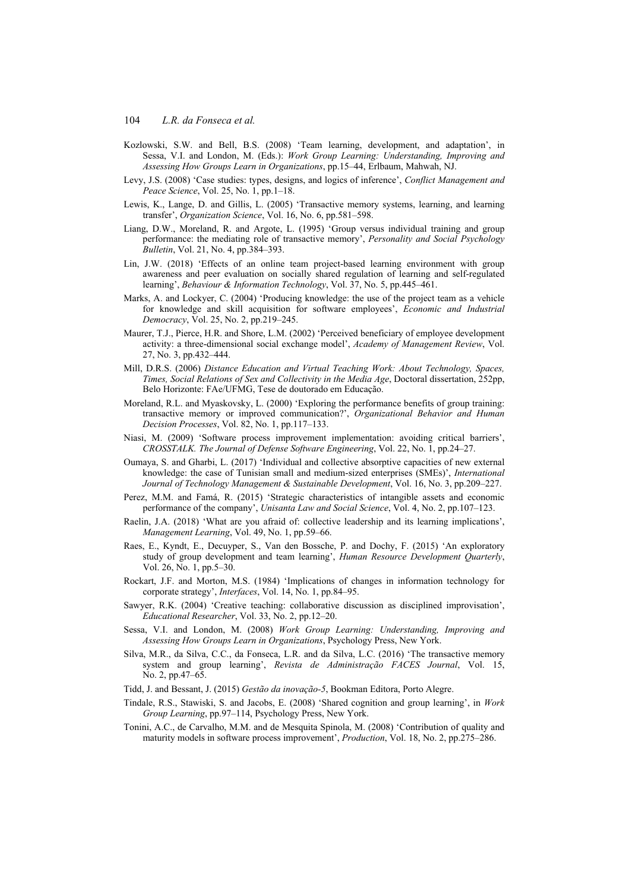Kozlowski, S.W. and Bell, B.S. (2008) 'Team learning, development, and adaptation', in Sessa, V.I. and London, M. (Eds.): *Work Group Learning: Understanding, Improving and Assessing How Groups Learn in Organizations*, pp.15–44, Erlbaum, Mahwah, NJ.

Levy, J.S. (2008) 'Case studies: types, designs, and logics of inference', *Conflict Management and Peace Science*, Vol. 25, No. 1, pp.1–18.

Lewis, K., Lange, D. and Gillis, L. (2005) 'Transactive memory systems, learning, and learning transfer', *Organization Science*, Vol. 16, No. 6, pp.581–598.

Liang, D.W., Moreland, R. and Argote, L. (1995) 'Group versus individual training and group performance: the mediating role of transactive memory', *Personality and Social Psychology Bulletin*, Vol. 21, No. 4, pp.384–393.

Lin, J.W. (2018) 'Effects of an online team project-based learning environment with group awareness and peer evaluation on socially shared regulation of learning and self-regulated learning', *Behaviour & Information Technology*, Vol. 37, No. 5, pp.445–461.

Marks, A. and Lockyer, C. (2004) 'Producing knowledge: the use of the project team as a vehicle for knowledge and skill acquisition for software employees', *Economic and Industrial Democracy*, Vol. 25, No. 2, pp.219–245.

Maurer, T.J., Pierce, H.R. and Shore, L.M. (2002) 'Perceived beneficiary of employee development activity: a three-dimensional social exchange model', *Academy of Management Review*, Vol. 27, No. 3, pp.432–444.

Mill, D.R.S. (2006) *Distance Education and Virtual Teaching Work: About Technology, Spaces, Times, Social Relations of Sex and Collectivity in the Media Age*, Doctoral dissertation, 252pp, Belo Horizonte: FAe/UFMG, Tese de doutorado em Educação.

Moreland, R.L. and Myaskovsky, L. (2000) 'Exploring the performance benefits of group training: transactive memory or improved communication?', *Organizational Behavior and Human Decision Processes*, Vol. 82, No. 1, pp.117–133.

Niasi, M. (2009) 'Software process improvement implementation: avoiding critical barriers', *CROSSTALK. The Journal of Defense Software Engineering*, Vol. 22, No. 1, pp.24–27.

Oumaya, S. and Gharbi, L. (2017) 'Individual and collective absorptive capacities of new external knowledge: the case of Tunisian small and medium-sized enterprises (SMEs)', *International Journal of Technology Management & Sustainable Development*, Vol. 16, No. 3, pp.209–227.

Perez, M.M. and Famá, R. (2015) 'Strategic characteristics of intangible assets and economic performance of the company', *Unisanta Law and Social Science*, Vol. 4, No. 2, pp.107–123.

Raelin, J.A. (2018) 'What are you afraid of: collective leadership and its learning implications', *Management Learning*, Vol. 49, No. 1, pp.59–66.

Raes, E., Kyndt, E., Decuyper, S., Van den Bossche, P. and Dochy, F. (2015) 'An exploratory study of group development and team learning', *Human Resource Development Quarterly*, Vol. 26, No. 1, pp.5–30.

Rockart, J.F. and Morton, M.S. (1984) 'Implications of changes in information technology for corporate strategy', *Interfaces*, Vol. 14, No. 1, pp.84–95.

Sawyer, R.K. (2004) 'Creative teaching: collaborative discussion as disciplined improvisation', *Educational Researcher*, Vol. 33, No. 2, pp.12–20.

Sessa, V.I. and London, M. (2008) *Work Group Learning: Understanding, Improving and Assessing How Groups Learn in Organizations*, Psychology Press, New York.

Silva, M.R., da Silva, C.C., da Fonseca, L.R. and da Silva, L.C. (2016) 'The transactive memory system and group learning', *Revista de Administração FACES Journal*, Vol. 15, No. 2, pp.47–65.

Tidd, J. and Bessant, J. (2015) *Gestão da inovação-5*, Bookman Editora, Porto Alegre.

Tindale, R.S., Stawiski, S. and Jacobs, E. (2008) 'Shared cognition and group learning', in *Work Group Learning*, pp.97–114, Psychology Press, New York.

Tonini, A.C., de Carvalho, M.M. and de Mesquita Spinola, M. (2008) 'Contribution of quality and maturity models in software process improvement', *Production*, Vol. 18, No. 2, pp.275–286.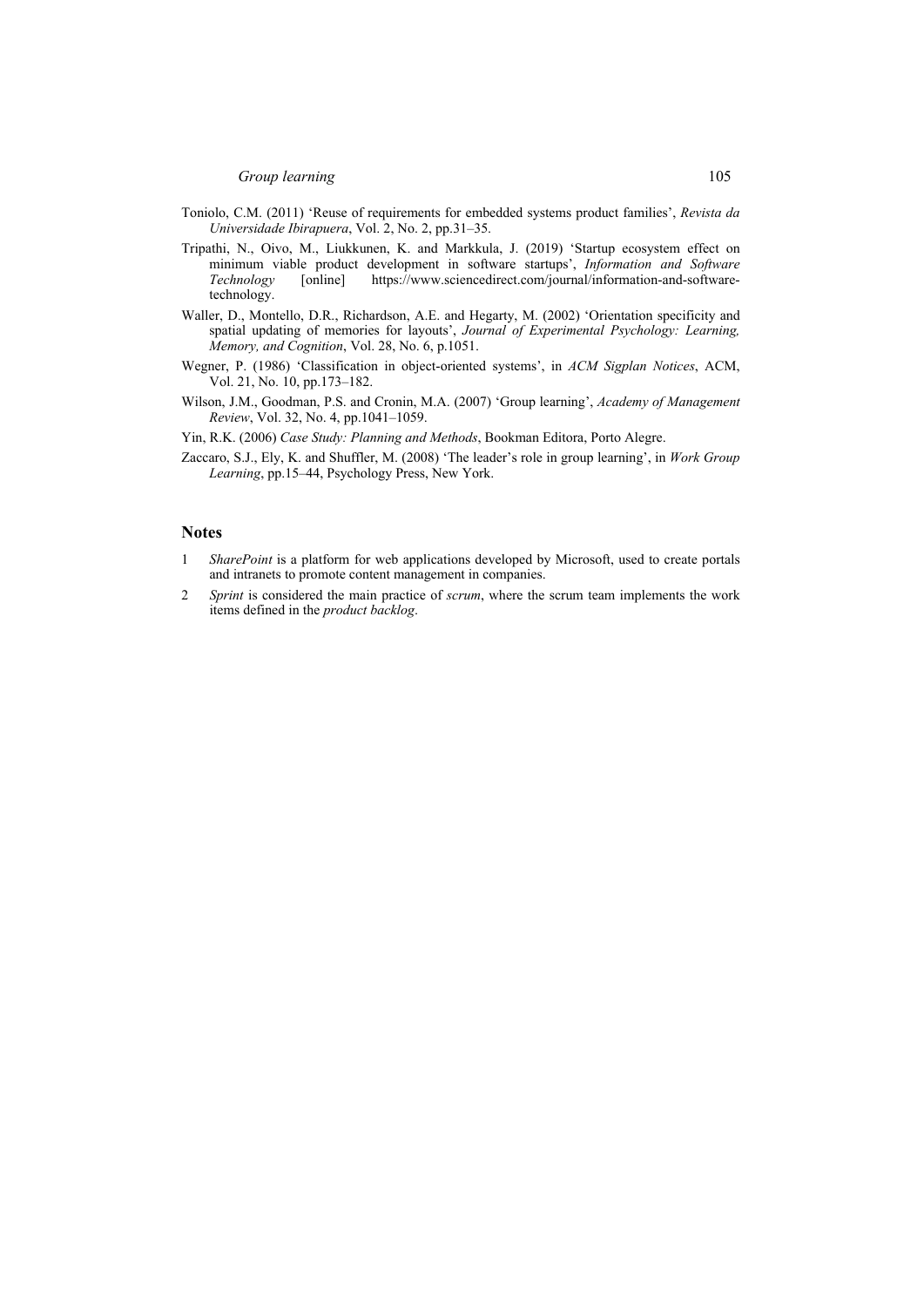Toniolo, C.M. (2011) 'Reuse of requirements for embedded systems product families', *Revista da Universidade Ibirapuera*, Vol. 2, No. 2, pp.31–35.

Tripathi, N., Oivo, M., Liukkunen, K. and Markkula, J. (2019) 'Startup ecosystem effect on minimum viable product development in software startups', *Information and Software Technology* [online] https://www.sciencedirect.com/journal/information-and-software-technology.

Waller, D., Montello, D.R., Richardson, A.E. and Hegarty, M. (2002) 'Orientation specificity and spatial updating of memories for layouts', *Journal of Experimental Psychology: Learning, Memory, and Cognition*, Vol. 28, No. 6, p.1051.

Wegner, P. (1986) 'Classification in object-oriented systems', in *ACM Sigplan Notices*, ACM, Vol. 21, No. 10, pp.173–182.

Wilson, J.M., Goodman, P.S. and Cronin, M.A. (2007) 'Group learning', *Academy of Management Review*, Vol. 32, No. 4, pp.1041–1059.

Yin, R.K. (2006) *Case Study: Planning and Methods*, Bookman Editora, Porto Alegre.

Zaccaro, S.J., Ely, K. and Shuffler, M. (2008) 'The leader's role in group learning', in *Work Group Learning*, pp.15–44, Psychology Press, New York.

## Notes

1 *SharePoint* is a platform for web applications developed by Microsoft, used to create portals and intranets to promote content management in companies.

2 *Sprint* is considered the main practice of *scrum*, where the scrum team implements the work items defined in the *product backlog*.